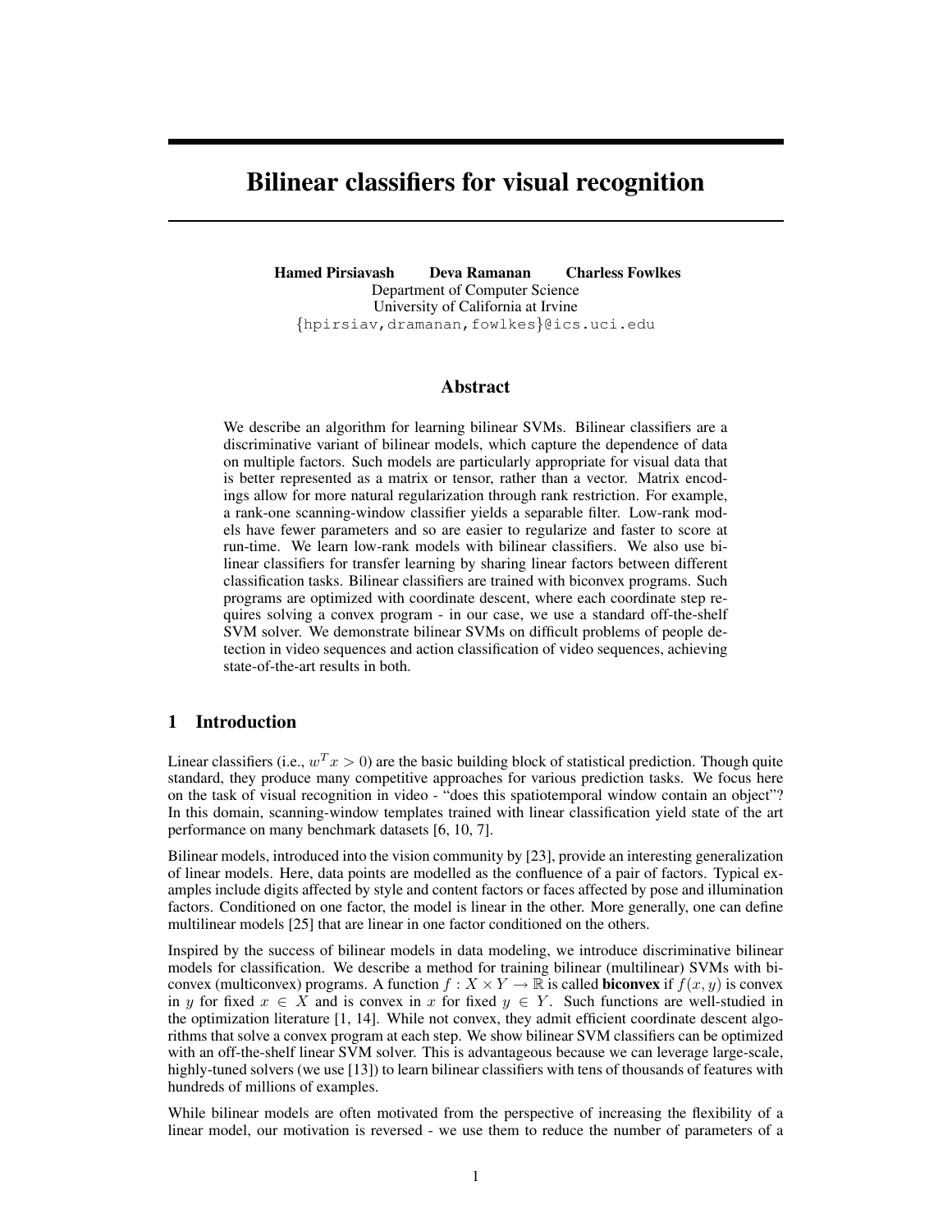# Bilinear classifiers for visual recognition

**Hamed Pirsiavash Deva Ramanan Charless Fowlkes**
Department of Computer Science
University of California at Irvine
{hpirsiav,dramanan,fowlkes}@ics.uci.edu

## Abstract

We describe an algorithm for learning bilinear SVMs. Bilinear classifiers are a discriminative variant of bilinear models, which capture the dependence of data on multiple factors. Such models are particularly appropriate for visual data that is better represented as a matrix or tensor, rather than a vector. Matrix encodings allow for more natural regularization through rank restriction. For example, a rank-one scanning-window classifier yields a separable filter. Low-rank models have fewer parameters and so are easier to regularize and faster to score at run-time. We learn low-rank models with bilinear classifiers. We also use bilinear classifiers for transfer learning by sharing linear factors between different classification tasks. Bilinear classifiers are trained with biconvex programs. Such programs are optimized with coordinate descent, where each coordinate step requires solving a convex program - in our case, we use a standard off-the-shelf SVM solver. We demonstrate bilinear SVMs on difficult problems of people detection in video sequences and action classification of video sequences, achieving state-of-the-art results in both.

## 1 Introduction

Linear classifiers (i.e., $w^T x > 0$) are the basic building block of statistical prediction. Though quite standard, they produce many competitive approaches for various prediction tasks. We focus here on the task of visual recognition in video - "does this spatiotemporal window contain an object"? In this domain, scanning-window templates trained with linear classification yield state of the art performance on many benchmark datasets [6, 10, 7].

Bilinear models, introduced into the vision community by [23], provide an interesting generalization of linear models. Here, data points are modelled as the confluence of a pair of factors. Typical examples include digits affected by style and content factors or faces affected by pose and illumination factors. Conditioned on one factor, the model is linear in the other. More generally, one can define multilinear models [25] that are linear in one factor conditioned on the others.

Inspired by the success of bilinear models in data modeling, we introduce discriminative bilinear models for classification. We describe a method for training bilinear (multilinear) SVMs with biconvex (multiconvex) programs. A function $f : X \times Y \to \mathbb{R}$ is called **biconvex** if $f(x, y)$ is convex in $y$ for fixed $x \in X$ and is convex in $x$ for fixed $y \in Y$. Such functions are well-studied in the optimization literature [1, 14]. While not convex, they admit efficient coordinate descent algorithms that solve a convex program at each step. We show bilinear SVM classifiers can be optimized with an off-the-shelf linear SVM solver. This is advantageous because we can leverage large-scale, highly-tuned solvers (we use [13]) to learn bilinear classifiers with tens of thousands of features with hundreds of millions of examples.

While bilinear models are often motivated from the perspective of increasing the flexibility of a linear model, our motivation is reversed - we use them to reduce the number of parameters of a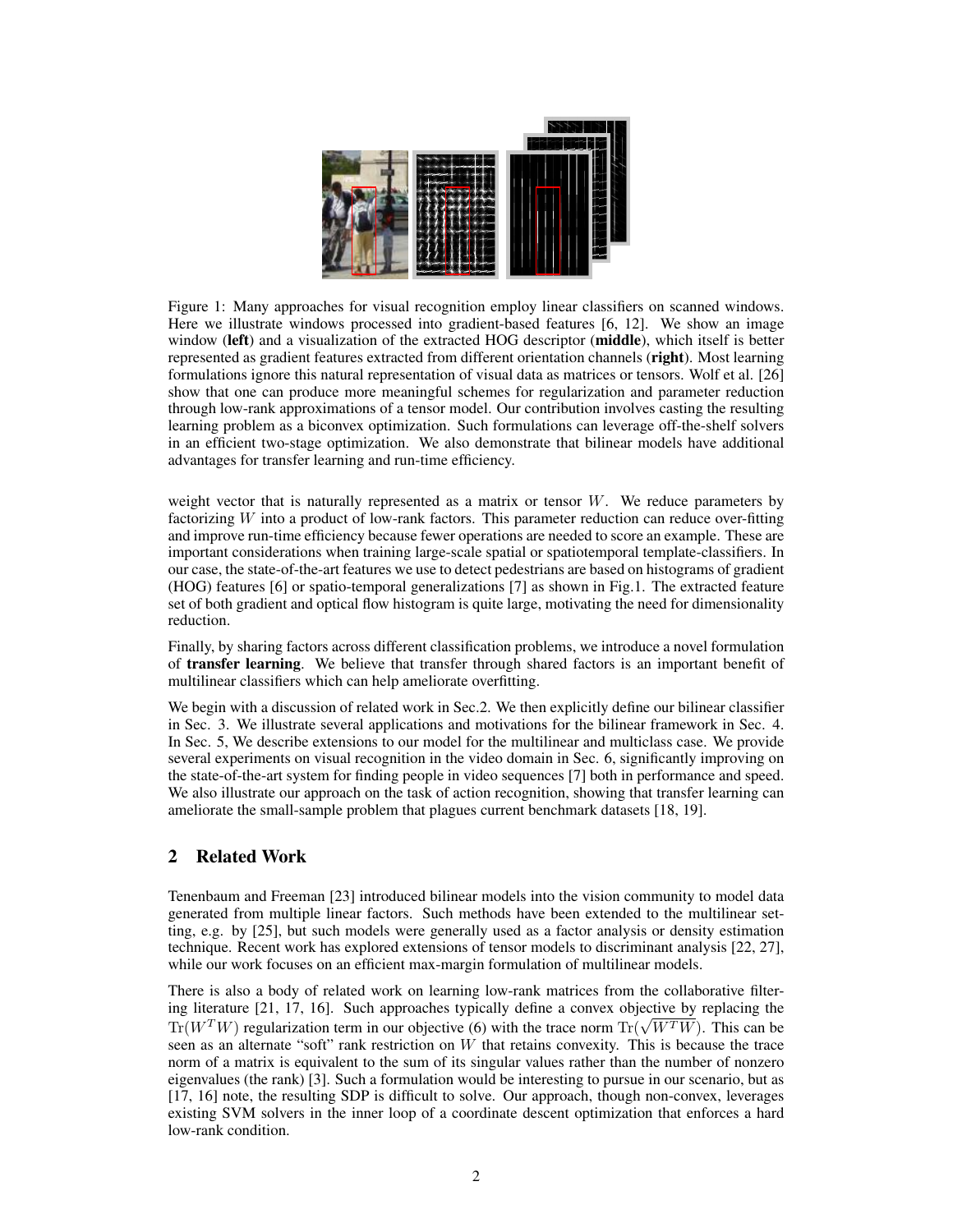Figure 1: Many approaches for visual recognition employ linear classifiers on scanned windows. Here we illustrate windows processed into gradient-based features [6, 12]. We show an image window (**left**) and a visualization of the extracted HOG descriptor (**middle**), which itself is better represented as gradient features extracted from different orientation channels (**right**). Most learning formulations ignore this natural representation of visual data as matrices or tensors. Wolf et al. [26] show that one can produce more meaningful schemes for regularization and parameter reduction through low-rank approximations of a tensor model. Our contribution involves casting the resulting learning problem as a biconvex optimization. Such formulations can leverage off-the-shelf solvers in an efficient two-stage optimization. We also demonstrate that bilinear models have additional advantages for transfer learning and run-time efficiency.

weight vector that is naturally represented as a matrix or tensor $W$. We reduce parameters by factorizing $W$ into a product of low-rank factors. This parameter reduction can reduce over-fitting and improve run-time efficiency because fewer operations are needed to score an example. These are important considerations when training large-scale spatial or spatiotemporal template-classifiers. In our case, the state-of-the-art features we use to detect pedestrians are based on histograms of gradient (HOG) features [6] or spatio-temporal generalizations [7] as shown in Fig.1. The extracted feature set of both gradient and optical flow histogram is quite large, motivating the need for dimensionality reduction.

Finally, by sharing factors across different classification problems, we introduce a novel formulation of **transfer learning**. We believe that transfer through shared factors is an important benefit of multilinear classifiers which can help ameliorate overfitting.

We begin with a discussion of related work in Sec.2. We then explicitly define our bilinear classifier in Sec. 3. We illustrate several applications and motivations for the bilinear framework in Sec. 4. In Sec. 5, We describe extensions to our model for the multilinear and multiclass case. We provide several experiments on visual recognition in the video domain in Sec. 6, significantly improving on the state-of-the-art system for finding people in video sequences [7] both in performance and speed. We also illustrate our approach on the task of action recognition, showing that transfer learning can ameliorate the small-sample problem that plagues current benchmark datasets [18, 19].

## 2 Related Work

Tenenbaum and Freeman [23] introduced bilinear models into the vision community to model data generated from multiple linear factors. Such methods have been extended to the multilinear setting, e.g. by [25], but such models were generally used as a factor analysis or density estimation technique. Recent work has explored extensions of tensor models to discriminant analysis [22, 27], while our work focuses on an efficient max-margin formulation of multilinear models.

There is also a body of related work on learning low-rank matrices from the collaborative filtering literature [21, 17, 16]. Such approaches typically define a convex objective by replacing the $\mathrm{Tr}(W^T W)$ regularization term in our objective (6) with the trace norm $\mathrm{Tr}(\sqrt{W^T W})$. This can be seen as an alternate "soft" rank restriction on $W$ that retains convexity. This is because the trace norm of a matrix is equivalent to the sum of its singular values rather than the number of nonzero eigenvalues (the rank) [3]. Such a formulation would be interesting to pursue in our scenario, but as [17, 16] note, the resulting SDP is difficult to solve. Our approach, though non-convex, leverages existing SVM solvers in the inner loop of a coordinate descent optimization that enforces a hard low-rank condition.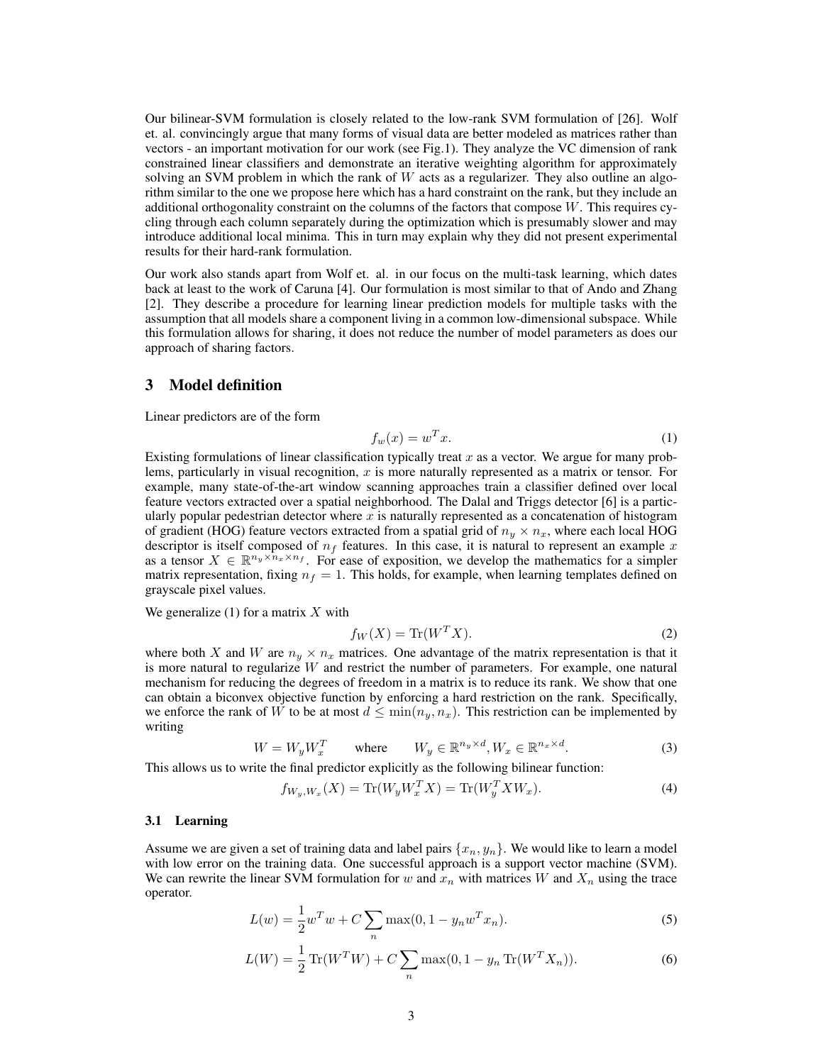Our bilinear-SVM formulation is closely related to the low-rank SVM formulation of [26]. Wolf et. al. convincingly argue that many forms of visual data are better modeled as matrices rather than vectors - an important motivation for our work (see Fig.1). They analyze the VC dimension of rank constrained linear classifiers and demonstrate an iterative weighting algorithm for approximately solving an SVM problem in which the rank of $W$ acts as a regularizer. They also outline an algorithm similar to the one we propose here which has a hard constraint on the rank, but they include an additional orthogonality constraint on the columns of the factors that compose $W$. This requires cycling through each column separately during the optimization which is presumably slower and may introduce additional local minima. This in turn may explain why they did not present experimental results for their hard-rank formulation.

Our work also stands apart from Wolf et. al. in our focus on the multi-task learning, which dates back at least to the work of Caruna [4]. Our formulation is most similar to that of Ando and Zhang [2]. They describe a procedure for learning linear prediction models for multiple tasks with the assumption that all models share a component living in a common low-dimensional subspace. While this formulation allows for sharing, it does not reduce the number of model parameters as does our approach of sharing factors.

## 3 Model definition

Linear predictors are of the form

$$f_w(x) = w^T x. \tag{1}$$

Existing formulations of linear classification typically treat $x$ as a vector. We argue for many problems, particularly in visual recognition, $x$ is more naturally represented as a matrix or tensor. For example, many state-of-the-art window scanning approaches train a classifier defined over local feature vectors extracted over a spatial neighborhood. The Dalal and Triggs detector [6] is a particularly popular pedestrian detector where $x$ is naturally represented as a concatenation of histogram of gradient (HOG) feature vectors extracted from a spatial grid of $n_y \times n_x$, where each local HOG descriptor is itself composed of $n_f$ features. In this case, it is natural to represent an example $x$ as a tensor $X \in \mathbb{R}^{n_y \times n_x \times n_f}$. For ease of exposition, we develop the mathematics for a simpler matrix representation, fixing $n_f = 1$. This holds, for example, when learning templates defined on grayscale pixel values.

We generalize (1) for a matrix $X$ with

$$f_W(X) = \mathrm{Tr}(W^T X). \tag{2}$$

where both $X$ and $W$ are $n_y \times n_x$ matrices. One advantage of the matrix representation is that it is more natural to regularize $W$ and restrict the number of parameters. For example, one natural mechanism for reducing the degrees of freedom in a matrix is to reduce its rank. We show that one can obtain a biconvex objective function by enforcing a hard restriction on the rank. Specifically, we enforce the rank of $W$ to be at most $d \leq \min(n_y, n_x)$. This restriction can be implemented by writing

$$W = W_y W_x^T \qquad \text{where} \qquad W_y \in \mathbb{R}^{n_y \times d}, W_x \in \mathbb{R}^{n_x \times d}. \tag{3}$$

This allows us to write the final predictor explicitly as the following bilinear function:

$$f_{W_y, W_x}(X) = \mathrm{Tr}(W_y W_x^T X) = \mathrm{Tr}(W_y^T X W_x). \tag{4}$$

### 3.1 Learning

Assume we are given a set of training data and label pairs $\{x_n, y_n\}$. We would like to learn a model with low error on the training data. One successful approach is a support vector machine (SVM). We can rewrite the linear SVM formulation for $w$ and $x_n$ with matrices $W$ and $X_n$ using the trace operator.

$$L(w) = \frac{1}{2} w^T w + C \sum_n \max(0, 1 - y_n w^T x_n). \tag{5}$$

$$L(W) = \frac{1}{2} \mathrm{Tr}(W^T W) + C \sum_n \max(0, 1 - y_n \mathrm{Tr}(W^T X_n)). \tag{6}$$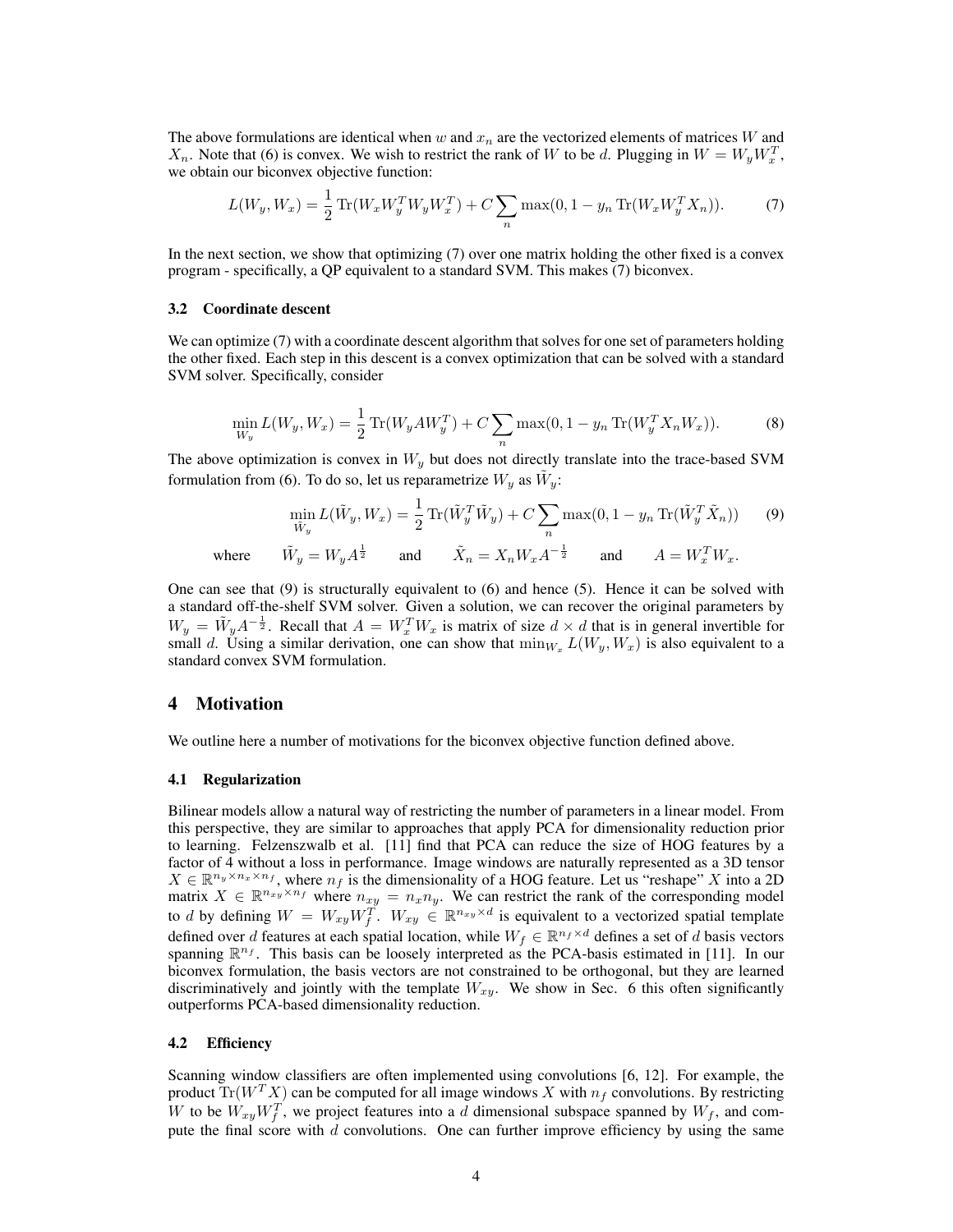The above formulations are identical when $w$ and $x_n$ are the vectorized elements of matrices $W$ and $X_n$. Note that (6) is convex. We wish to restrict the rank of $W$ to be $d$. Plugging in $W = W_y W_x^T$, we obtain our biconvex objective function:

$$L(W_y, W_x) = \frac{1}{2} \operatorname{Tr}(W_x W_y^T W_y W_x^T) + C \sum_n \max(0, 1 - y_n \operatorname{Tr}(W_x W_y^T X_n)). \tag{7}$$

In the next section, we show that optimizing (7) over one matrix holding the other fixed is a convex program - specifically, a QP equivalent to a standard SVM. This makes (7) biconvex.

### 3.2 Coordinate descent

We can optimize (7) with a coordinate descent algorithm that solves for one set of parameters holding the other fixed. Each step in this descent is a convex optimization that can be solved with a standard SVM solver. Specifically, consider

$$\min_{W_y} L(W_y, W_x) = \frac{1}{2} \operatorname{Tr}(W_y A W_y^T) + C \sum_n \max(0, 1 - y_n \operatorname{Tr}(W_y^T X_n W_x)). \tag{8}$$

The above optimization is convex in $W_y$ but does not directly translate into the trace-based SVM formulation from (6). To do so, let us reparametrize $W_y$ as $\tilde{W}_y$:

$$\min_{\tilde{W}_y} L(\tilde{W}_y, W_x) = \frac{1}{2} \operatorname{Tr}(\tilde{W}_y^T \tilde{W}_y) + C \sum_n \max(0, 1 - y_n \operatorname{Tr}(\tilde{W}_y^T \tilde{X}_n)) \tag{9}$$

$$\text{where} \qquad \tilde{W}_y = W_y A^{\frac{1}{2}} \qquad \text{and} \qquad \tilde{X}_n = X_n W_x A^{-\frac{1}{2}} \qquad \text{and} \qquad A = W_x^T W_x.$$

One can see that (9) is structurally equivalent to (6) and hence (5). Hence it can be solved with a standard off-the-shelf SVM solver. Given a solution, we can recover the original parameters by $W_y = \tilde{W}_y A^{-\frac{1}{2}}$. Recall that $A = W_x^T W_x$ is matrix of size $d \times d$ that is in general invertible for small $d$. Using a similar derivation, one can show that $\min_{W_x} L(W_y, W_x)$ is also equivalent to a standard convex SVM formulation.

## 4 Motivation

We outline here a number of motivations for the biconvex objective function defined above.

### 4.1 Regularization

Bilinear models allow a natural way of restricting the number of parameters in a linear model. From this perspective, they are similar to approaches that apply PCA for dimensionality reduction prior to learning. Felzenszwalb et al. [11] find that PCA can reduce the size of HOG features by a factor of 4 without a loss in performance. Image windows are naturally represented as a 3D tensor $X \in \mathbb{R}^{n_y \times n_x \times n_f}$, where $n_f$ is the dimensionality of a HOG feature. Let us "reshape" $X$ into a 2D matrix $X \in \mathbb{R}^{n_{xy} \times n_f}$ where $n_{xy} = n_x n_y$. We can restrict the rank of the corresponding model to $d$ by defining $W = W_{xy} W_f^T$. $W_{xy} \in \mathbb{R}^{n_{xy} \times d}$ is equivalent to a vectorized spatial template defined over $d$ features at each spatial location, while $W_f \in \mathbb{R}^{n_f \times d}$ defines a set of $d$ basis vectors spanning $\mathbb{R}^{n_f}$. This basis can be loosely interpreted as the PCA-basis estimated in [11]. In our biconvex formulation, the basis vectors are not constrained to be orthogonal, but they are learned discriminatively and jointly with the template $W_{xy}$. We show in Sec. 6 this often significantly outperforms PCA-based dimensionality reduction.

### 4.2 Efficiency

Scanning window classifiers are often implemented using convolutions [6, 12]. For example, the product $\operatorname{Tr}(W^T X)$ can be computed for all image windows $X$ with $n_f$ convolutions. By restricting $W$ to be $W_{xy} W_f^T$, we project features into a $d$ dimensional subspace spanned by $W_f$, and compute the final score with $d$ convolutions. One can further improve efficiency by using the same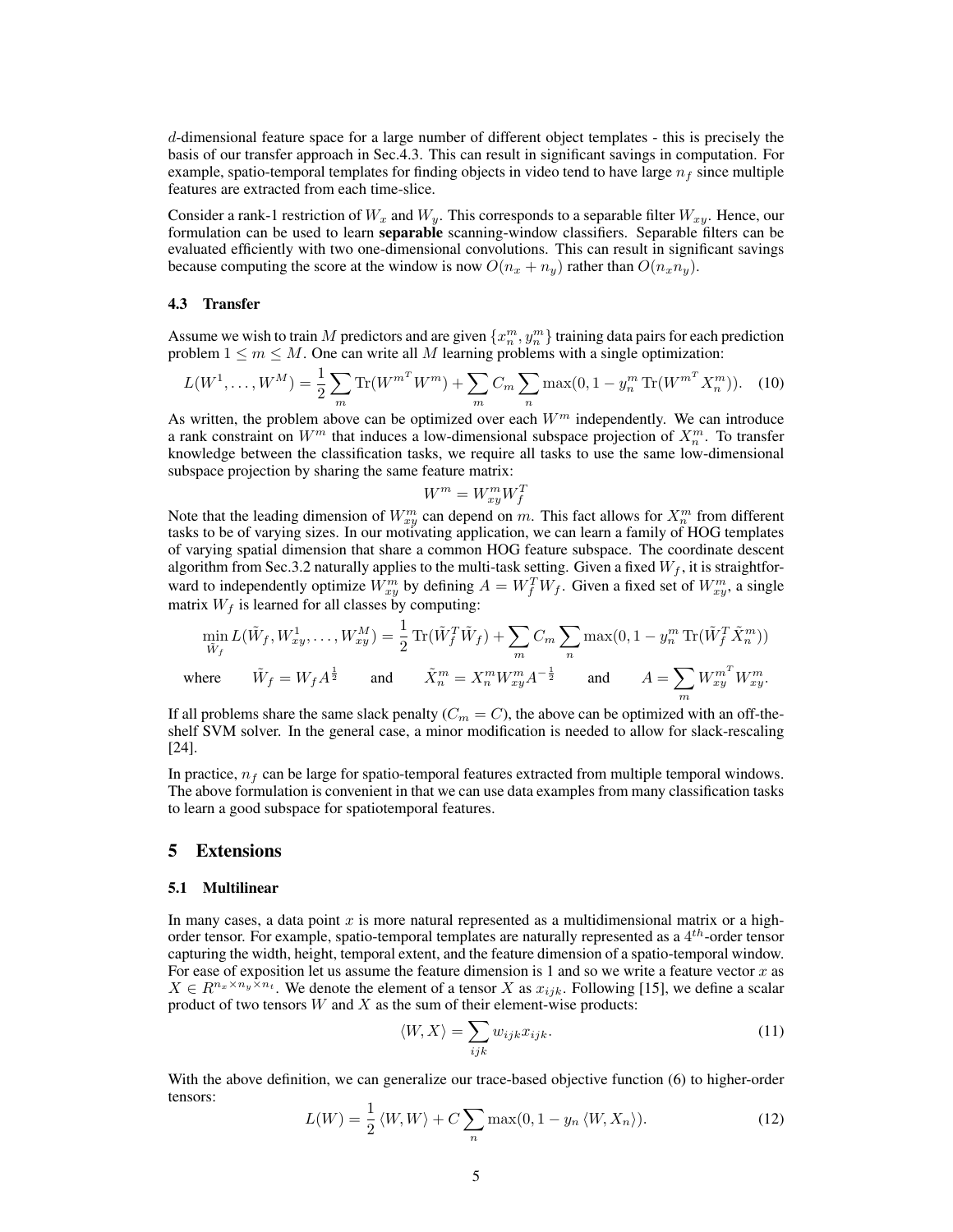$d$-dimensional feature space for a large number of different object templates - this is precisely the basis of our transfer approach in Sec.4.3. This can result in significant savings in computation. For example, spatio-temporal templates for finding objects in video tend to have large $n_f$ since multiple features are extracted from each time-slice.

Consider a rank-1 restriction of $W_x$ and $W_y$. This corresponds to a separable filter $W_{xy}$. Hence, our formulation can be used to learn **separable** scanning-window classifiers. Separable filters can be evaluated efficiently with two one-dimensional convolutions. This can result in significant savings because computing the score at the window is now $O(n_x + n_y)$ rather than $O(n_x n_y)$.

### 4.3 Transfer

Assume we wish to train $M$ predictors and are given $\{x_n^m, y_n^m\}$ training data pairs for each prediction problem $1 \leq m \leq M$. One can write all $M$ learning problems with a single optimization:

$$L(W^1, \ldots, W^M) = \frac{1}{2} \sum_m \mathrm{Tr}({W^m}^T W^m) + \sum_m C_m \sum_n \max(0, 1 - y_n^m \mathrm{Tr}({W^m}^T X_n^m)). \quad (10)$$

As written, the problem above can be optimized over each $W^m$ independently. We can introduce a rank constraint on $W^m$ that induces a low-dimensional subspace projection of $X_n^m$. To transfer knowledge between the classification tasks, we require all tasks to use the same low-dimensional subspace projection by sharing the same feature matrix:

$$W^m = W_{xy}^m W_f^T$$

Note that the leading dimension of $W_{xy}^m$ can depend on $m$. This fact allows for $X_n^m$ from different tasks to be of varying sizes. In our motivating application, we can learn a family of HOG templates of varying spatial dimension that share a common HOG feature subspace. The coordinate descent algorithm from Sec.3.2 naturally applies to the multi-task setting. Given a fixed $W_f$, it is straightforward to independently optimize $W_{xy}^m$ by defining $A = W_f^T W_f$. Given a fixed set of $W_{xy}^m$, a single matrix $W_f$ is learned for all classes by computing:

$$\min_{\tilde{W}_f} L(\tilde{W}_f, W_{xy}^1, \ldots, W_{xy}^M) = \frac{1}{2} \mathrm{Tr}(\tilde{W}_f^T \tilde{W}_f) + \sum_m C_m \sum_n \max(0, 1 - y_n^m \mathrm{Tr}(\tilde{W}_f^T \tilde{X}_n^m))$$

$$\text{where} \quad \tilde{W}_f = W_f A^{\frac{1}{2}} \quad \text{and} \quad \tilde{X}_n^m = X_n^m W_{xy}^m A^{-\frac{1}{2}} \quad \text{and} \quad A = \sum_m {W_{xy}^m}^T W_{xy}^m.$$

If all problems share the same slack penalty ($C_m = C$), the above can be optimized with an off-the-shelf SVM solver. In the general case, a minor modification is needed to allow for slack-rescaling [24].

In practice, $n_f$ can be large for spatio-temporal features extracted from multiple temporal windows. The above formulation is convenient in that we can use data examples from many classification tasks to learn a good subspace for spatiotemporal features.

## 5 Extensions

### 5.1 Multilinear

In many cases, a data point $x$ is more natural represented as a multidimensional matrix or a high-order tensor. For example, spatio-temporal templates are naturally represented as a $4^{th}$-order tensor capturing the width, height, temporal extent, and the feature dimension of a spatio-temporal window. For ease of exposition let us assume the feature dimension is 1 and so we write a feature vector $x$ as $X \in R^{n_x \times n_y \times n_t}$. We denote the element of a tensor $X$ as $x_{ijk}$. Following [15], we define a scalar product of two tensors $W$ and $X$ as the sum of their element-wise products:

$$\langle W, X \rangle = \sum_{ijk} w_{ijk} x_{ijk}. \quad (11)$$

With the above definition, we can generalize our trace-based objective function (6) to higher-order tensors:

$$L(W) = \frac{1}{2} \langle W, W \rangle + C \sum_n \max(0, 1 - y_n \langle W, X_n \rangle). \quad (12)$$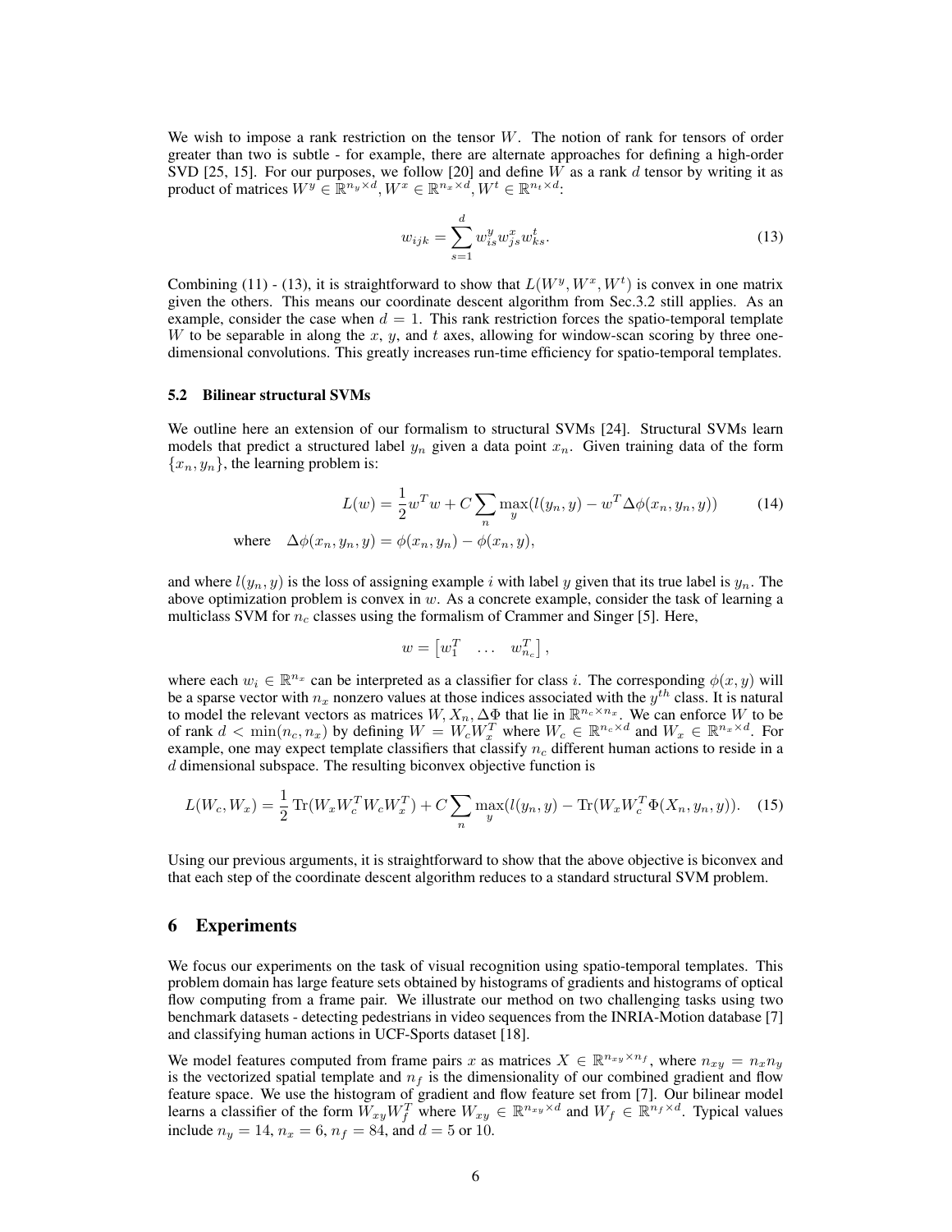We wish to impose a rank restriction on the tensor $W$. The notion of rank for tensors of order greater than two is subtle - for example, there are alternate approaches for defining a high-order SVD [25, 15]. For our purposes, we follow [20] and define $W$ as a rank $d$ tensor by writing it as product of matrices $W^y \in \mathbb{R}^{n_y \times d}, W^x \in \mathbb{R}^{n_x \times d}, W^t \in \mathbb{R}^{n_t \times d}$:

$$w_{ijk} = \sum_{s=1}^{d} w^y_{is} w^x_{js} w^t_{ks}. \tag{13}$$

Combining (11) - (13), it is straightforward to show that $L(W^y, W^x, W^t)$ is convex in one matrix given the others. This means our coordinate descent algorithm from Sec.3.2 still applies. As an example, consider the case when $d = 1$. This rank restriction forces the spatio-temporal template $W$ to be separable in along the $x$, $y$, and $t$ axes, allowing for window-scan scoring by three one-dimensional convolutions. This greatly increases run-time efficiency for spatio-temporal templates.

### 5.2 Bilinear structural SVMs

We outline here an extension of our formalism to structural SVMs [24]. Structural SVMs learn models that predict a structured label $y_n$ given a data point $x_n$. Given training data of the form $\{x_n, y_n\}$, the learning problem is:

$$L(w) = \frac{1}{2} w^T w + C \sum_n \max_y (l(y_n, y) - w^T \Delta\phi(x_n, y_n, y)) \tag{14}$$

$$\text{where} \quad \Delta\phi(x_n, y_n, y) = \phi(x_n, y_n) - \phi(x_n, y),$$

and where $l(y_n, y)$ is the loss of assigning example $i$ with label $y$ given that its true label is $y_n$. The above optimization problem is convex in $w$. As a concrete example, consider the task of learning a multiclass SVM for $n_c$ classes using the formalism of Crammer and Singer [5]. Here,

$$w = \begin{bmatrix} w_1^T & \dots & w_{n_c}^T \end{bmatrix},$$

where each $w_i \in \mathbb{R}^{n_x}$ can be interpreted as a classifier for class $i$. The corresponding $\phi(x, y)$ will be a sparse vector with $n_x$ nonzero values at those indices associated with the $y^{th}$ class. It is natural to model the relevant vectors as matrices $W, X_n, \Delta\Phi$ that lie in $\mathbb{R}^{n_c \times n_x}$. We can enforce $W$ to be of rank $d < \min(n_c, n_x)$ by defining $W = W_c W_x^T$ where $W_c \in \mathbb{R}^{n_c \times d}$ and $W_x \in \mathbb{R}^{n_x \times d}$. For example, one may expect template classifiers that classify $n_c$ different human actions to reside in a $d$ dimensional subspace. The resulting biconvex objective function is

$$L(W_c, W_x) = \frac{1}{2} \operatorname{Tr}(W_x W_c^T W_c W_x^T) + C \sum_n \max_y (l(y_n, y) - \operatorname{Tr}(W_x W_c^T \Phi(X_n, y_n, y)). \tag{15}$$

Using our previous arguments, it is straightforward to show that the above objective is biconvex and that each step of the coordinate descent algorithm reduces to a standard structural SVM problem.

## 6 Experiments

We focus our experiments on the task of visual recognition using spatio-temporal templates. This problem domain has large feature sets obtained by histograms of gradients and histograms of optical flow computing from a frame pair. We illustrate our method on two challenging tasks using two benchmark datasets - detecting pedestrians in video sequences from the INRIA-Motion database [7] and classifying human actions in UCF-Sports dataset [18].

We model features computed from frame pairs $x$ as matrices $X \in \mathbb{R}^{n_{xy} \times n_f}$, where $n_{xy} = n_x n_y$ is the vectorized spatial template and $n_f$ is the dimensionality of our combined gradient and flow feature space. We use the histogram of gradient and flow feature set from [7]. Our bilinear model learns a classifier of the form $W_{xy} W_f^T$ where $W_{xy} \in \mathbb{R}^{n_{xy} \times d}$ and $W_f \in \mathbb{R}^{n_f \times d}$. Typical values include $n_y = 14$, $n_x = 6$, $n_f = 84$, and $d = 5$ or $10$.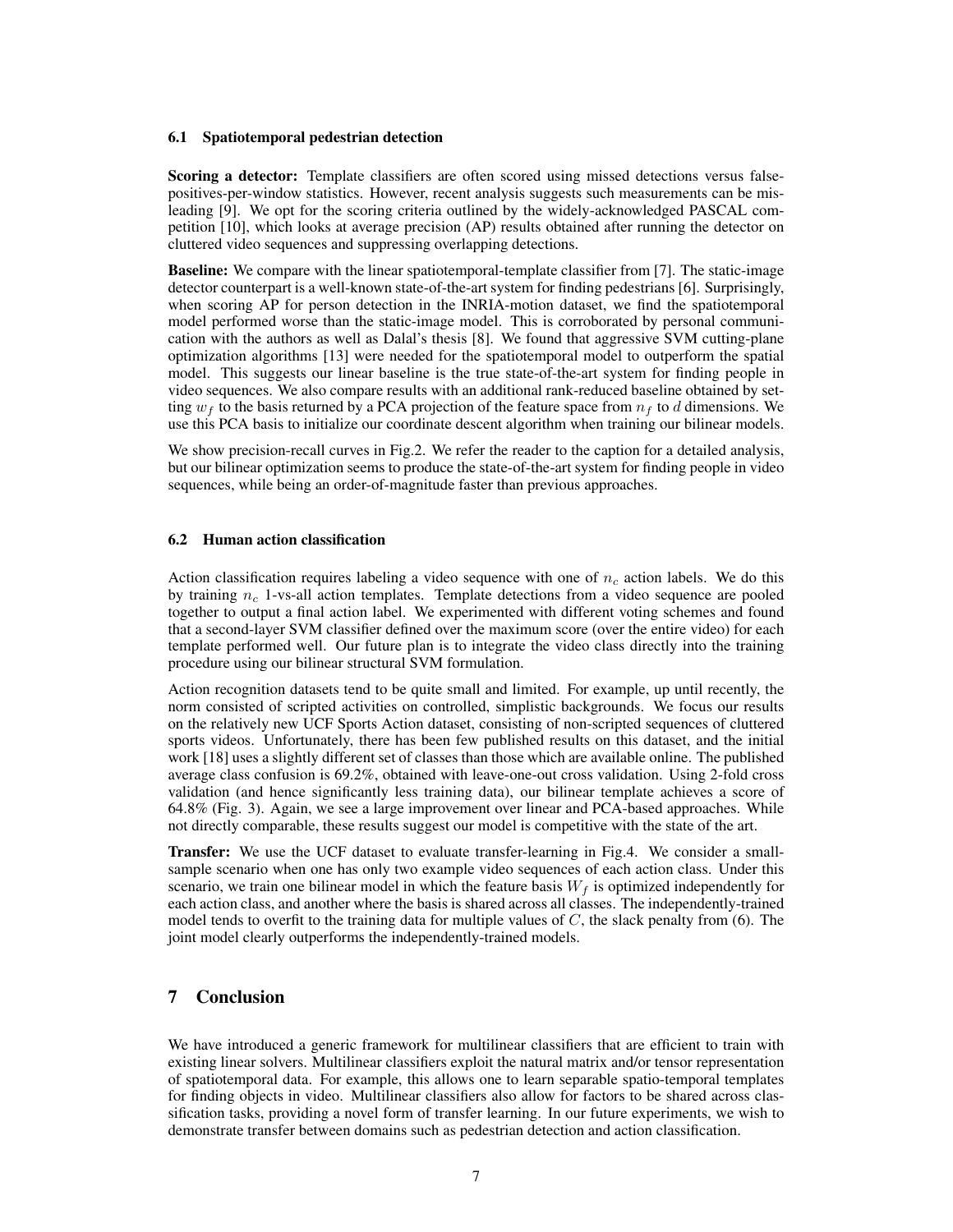### 6.1 Spatiotemporal pedestrian detection

**Scoring a detector:** Template classifiers are often scored using missed detections versus false-positives-per-window statistics. However, recent analysis suggests such measurements can be misleading [9]. We opt for the scoring criteria outlined by the widely-acknowledged PASCAL competition [10], which looks at average precision (AP) results obtained after running the detector on cluttered video sequences and suppressing overlapping detections.

**Baseline:** We compare with the linear spatiotemporal-template classifier from [7]. The static-image detector counterpart is a well-known state-of-the-art system for finding pedestrians [6]. Surprisingly, when scoring AP for person detection in the INRIA-motion dataset, we find the spatiotemporal model performed worse than the static-image model. This is corroborated by personal communication with the authors as well as Dalal's thesis [8]. We found that aggressive SVM cutting-plane optimization algorithms [13] were needed for the spatiotemporal model to outperform the spatial model. This suggests our linear baseline is the true state-of-the-art system for finding people in video sequences. We also compare results with an additional rank-reduced baseline obtained by setting $w_f$ to the basis returned by a PCA projection of the feature space from $n_f$ to $d$ dimensions. We use this PCA basis to initialize our coordinate descent algorithm when training our bilinear models.

We show precision-recall curves in Fig.2. We refer the reader to the caption for a detailed analysis, but our bilinear optimization seems to produce the state-of-the-art system for finding people in video sequences, while being an order-of-magnitude faster than previous approaches.

### 6.2 Human action classification

Action classification requires labeling a video sequence with one of $n_c$ action labels. We do this by training $n_c$ 1-vs-all action templates. Template detections from a video sequence are pooled together to output a final action label. We experimented with different voting schemes and found that a second-layer SVM classifier defined over the maximum score (over the entire video) for each template performed well. Our future plan is to integrate the video class directly into the training procedure using our bilinear structural SVM formulation.

Action recognition datasets tend to be quite small and limited. For example, up until recently, the norm consisted of scripted activities on controlled, simplistic backgrounds. We focus our results on the relatively new UCF Sports Action dataset, consisting of non-scripted sequences of cluttered sports videos. Unfortunately, there has been few published results on this dataset, and the initial work [18] uses a slightly different set of classes than those which are available online. The published average class confusion is 69.2%, obtained with leave-one-out cross validation. Using 2-fold cross validation (and hence significantly less training data), our bilinear template achieves a score of 64.8% (Fig. 3). Again, we see a large improvement over linear and PCA-based approaches. While not directly comparable, these results suggest our model is competitive with the state of the art.

**Transfer:** We use the UCF dataset to evaluate transfer-learning in Fig.4. We consider a small-sample scenario when one has only two example video sequences of each action class. Under this scenario, we train one bilinear model in which the feature basis $W_f$ is optimized independently for each action class, and another where the basis is shared across all classes. The independently-trained model tends to overfit to the training data for multiple values of $C$, the slack penalty from (6). The joint model clearly outperforms the independently-trained models.

## 7 Conclusion

We have introduced a generic framework for multilinear classifiers that are efficient to train with existing linear solvers. Multilinear classifiers exploit the natural matrix and/or tensor representation of spatiotemporal data. For example, this allows one to learn separable spatio-temporal templates for finding objects in video. Multilinear classifiers also allow for factors to be shared across classification tasks, providing a novel form of transfer learning. In our future experiments, we wish to demonstrate transfer between domains such as pedestrian detection and action classification.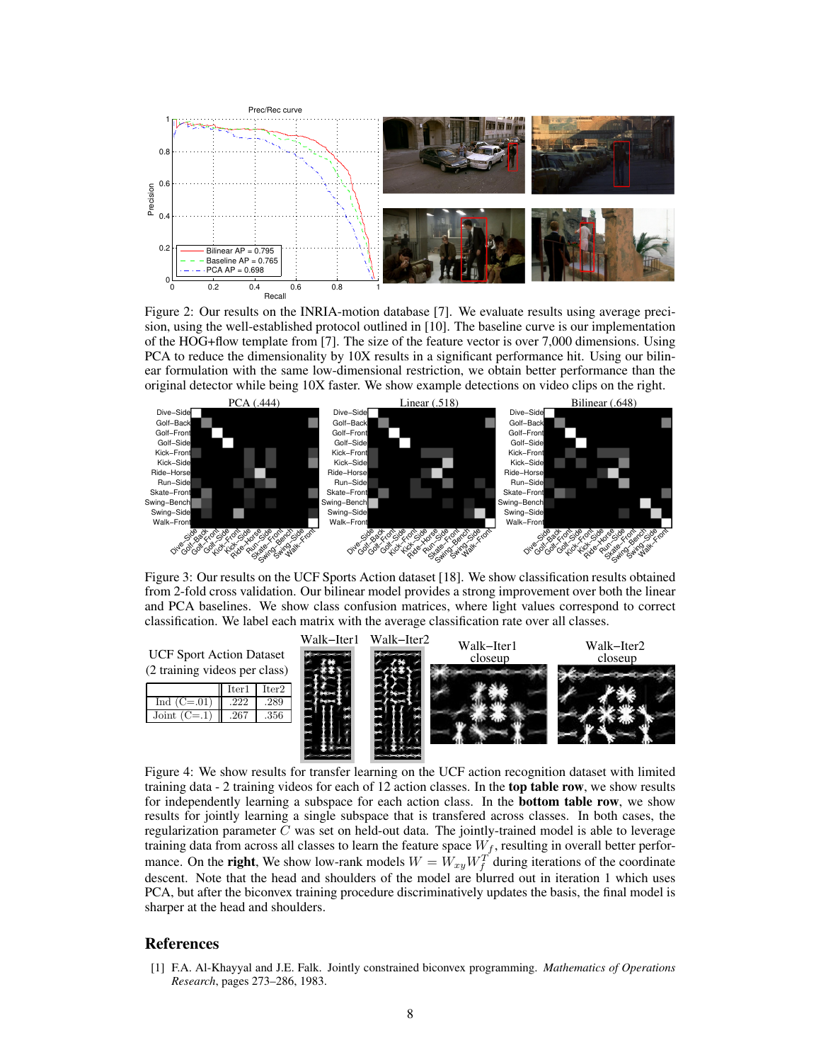Figure 2: Our results on the INRIA-motion database [7]. We evaluate results using average precision, using the well-established protocol outlined in [10]. The baseline curve is our implementation of the HOG+flow template from [7]. The size of the feature vector is over 7,000 dimensions. Using PCA to reduce the dimensionality by 10X results in a significant performance hit. Using our bilinear formulation with the same low-dimensional restriction, we obtain better performance than the original detector while being 10X faster. We show example detections on video clips on the right.

Figure 3: Our results on the UCF Sports Action dataset [18]. We show classification results obtained from 2-fold cross validation. Our bilinear model provides a strong improvement over both the linear and PCA baselines. We show class confusion matrices, where light values correspond to correct classification. We label each matrix with the average classification rate over all classes.

UCF Sport Action Dataset
(2 training videos per class)

| | Iter1 | Iter2 |
|---|---|---|
| Ind (C=.01) | .222 | .289 |
| Joint (C=.1) | .267 | .356 |

Figure 4: We show results for transfer learning on the UCF action recognition dataset with limited training data - 2 training videos for each of 12 action classes. In the **top table row**, we show results for independently learning a subspace for each action class. In the **bottom table row**, we show results for jointly learning a single subspace that is transfered across classes. In both cases, the regularization parameter $C$ was set on held-out data. The jointly-trained model is able to leverage training data from across all classes to learn the feature space $W_f$, resulting in overall better performance. On the **right**, We show low-rank models $W = W_{xy} W_f^T$ during iterations of the coordinate descent. Note that the head and shoulders of the model are blurred out in iteration 1 which uses PCA, but after the biconvex training procedure discriminatively updates the basis, the final model is sharper at the head and shoulders.

## References

[1] F.A. Al-Khayyal and J.E. Falk. Jointly constrained biconvex programming. *Mathematics of Operations Research*, pages 273–286, 1983.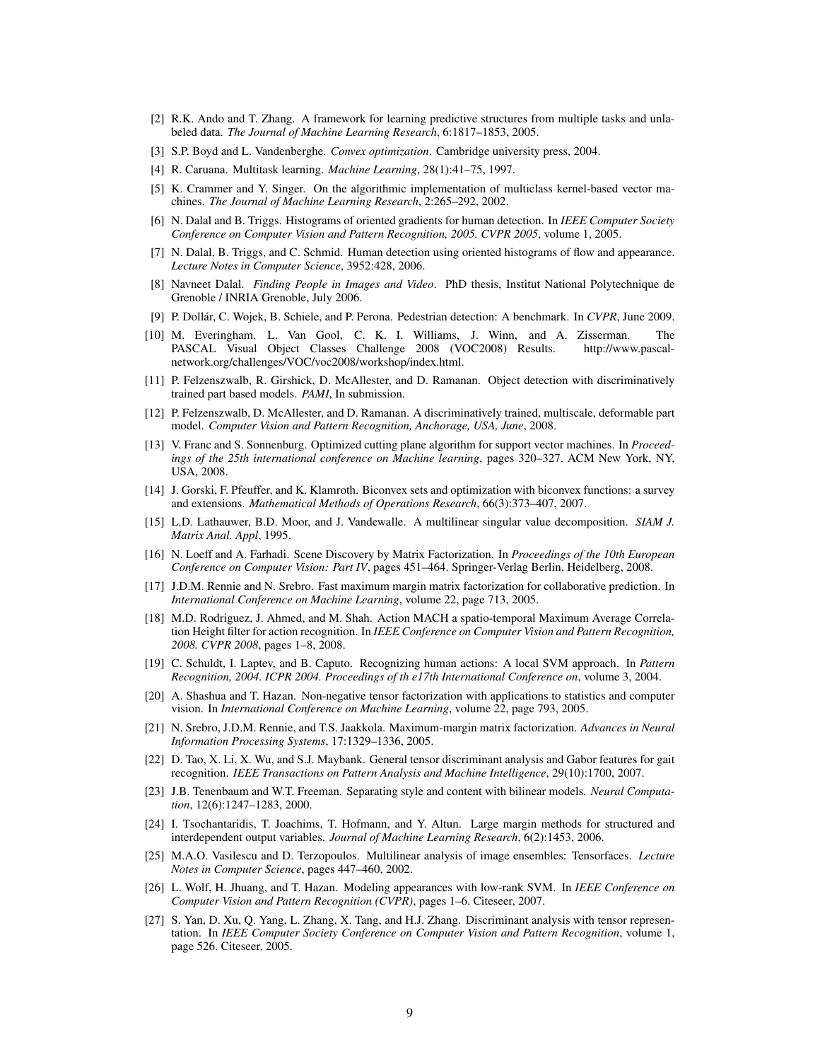[2] R.K. Ando and T. Zhang. A framework for learning predictive structures from multiple tasks and unlabeled data. *The Journal of Machine Learning Research*, 6:1817–1853, 2005.

[3] S.P. Boyd and L. Vandenberghe. *Convex optimization*. Cambridge university press, 2004.

[4] R. Caruana. Multitask learning. *Machine Learning*, 28(1):41–75, 1997.

[5] K. Crammer and Y. Singer. On the algorithmic implementation of multiclass kernel-based vector machines. *The Journal of Machine Learning Research*, 2:265–292, 2002.

[6] N. Dalal and B. Triggs. Histograms of oriented gradients for human detection. In *IEEE Computer Society Conference on Computer Vision and Pattern Recognition, 2005. CVPR 2005*, volume 1, 2005.

[7] N. Dalal, B. Triggs, and C. Schmid. Human detection using oriented histograms of flow and appearance. *Lecture Notes in Computer Science*, 3952:428, 2006.

[8] Navneet Dalal. *Finding People in Images and Video*. PhD thesis, Institut National Polytechnique de Grenoble / INRIA Grenoble, July 2006.

[9] P. Dollár, C. Wojek, B. Schiele, and P. Perona. Pedestrian detection: A benchmark. In *CVPR*, June 2009.

[10] M. Everingham, L. Van Gool, C. K. I. Williams, J. Winn, and A. Zisserman. The PASCAL Visual Object Classes Challenge 2008 (VOC2008) Results. http://www.pascal-network.org/challenges/VOC/voc2008/workshop/index.html.

[11] P. Felzenszwalb, R. Girshick, D. McAllester, and D. Ramanan. Object detection with discriminatively trained part based models. *PAMI*, In submission.

[12] P. Felzenszwalb, D. McAllester, and D. Ramanan. A discriminatively trained, multiscale, deformable part model. *Computer Vision and Pattern Recognition, Anchorage, USA, June*, 2008.

[13] V. Franc and S. Sonnenburg. Optimized cutting plane algorithm for support vector machines. In *Proceedings of the 25th international conference on Machine learning*, pages 320–327. ACM New York, NY, USA, 2008.

[14] J. Gorski, F. Pfeuffer, and K. Klamroth. Biconvex sets and optimization with biconvex functions: a survey and extensions. *Mathematical Methods of Operations Research*, 66(3):373–407, 2007.

[15] L.D. Lathauwer, B.D. Moor, and J. Vandewalle. A multilinear singular value decomposition. *SIAM J. Matrix Anal. Appl*, 1995.

[16] N. Loeff and A. Farhadi. Scene Discovery by Matrix Factorization. In *Proceedings of the 10th European Conference on Computer Vision: Part IV*, pages 451–464. Springer-Verlag Berlin, Heidelberg, 2008.

[17] J.D.M. Rennie and N. Srebro. Fast maximum margin matrix factorization for collaborative prediction. In *International Conference on Machine Learning*, volume 22, page 713, 2005.

[18] M.D. Rodriguez, J. Ahmed, and M. Shah. Action MACH a spatio-temporal Maximum Average Correlation Height filter for action recognition. In *IEEE Conference on Computer Vision and Pattern Recognition, 2008. CVPR 2008*, pages 1–8, 2008.

[19] C. Schuldt, I. Laptev, and B. Caputo. Recognizing human actions: A local SVM approach. In *Pattern Recognition, 2004. ICPR 2004. Proceedings of th e17th International Conference on*, volume 3, 2004.

[20] A. Shashua and T. Hazan. Non-negative tensor factorization with applications to statistics and computer vision. In *International Conference on Machine Learning*, volume 22, page 793, 2005.

[21] N. Srebro, J.D.M. Rennie, and T.S. Jaakkola. Maximum-margin matrix factorization. *Advances in Neural Information Processing Systems*, 17:1329–1336, 2005.

[22] D. Tao, X. Li, X. Wu, and S.J. Maybank. General tensor discriminant analysis and Gabor features for gait recognition. *IEEE Transactions on Pattern Analysis and Machine Intelligence*, 29(10):1700, 2007.

[23] J.B. Tenenbaum and W.T. Freeman. Separating style and content with bilinear models. *Neural Computation*, 12(6):1247–1283, 2000.

[24] I. Tsochantaridis, T. Joachims, T. Hofmann, and Y. Altun. Large margin methods for structured and interdependent output variables. *Journal of Machine Learning Research*, 6(2):1453, 2006.

[25] M.A.O. Vasilescu and D. Terzopoulos. Multilinear analysis of image ensembles: Tensorfaces. *Lecture Notes in Computer Science*, pages 447–460, 2002.

[26] L. Wolf, H. Jhuang, and T. Hazan. Modeling appearances with low-rank SVM. In *IEEE Conference on Computer Vision and Pattern Recognition (CVPR)*, pages 1–6. Citeseer, 2007.

[27] S. Yan, D. Xu, Q. Yang, L. Zhang, X. Tang, and H.J. Zhang. Discriminant analysis with tensor representation. In *IEEE Computer Society Conference on Computer Vision and Pattern Recognition*, volume 1, page 526. Citeseer, 2005.